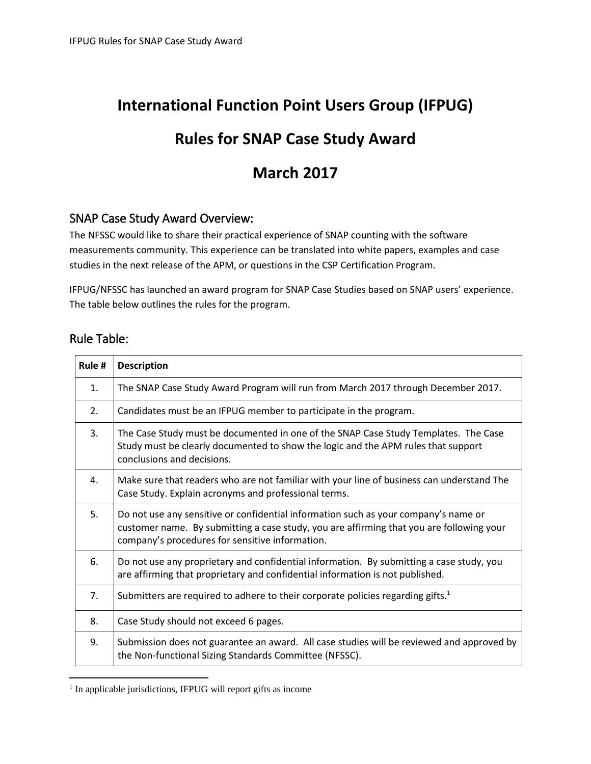# International Function Point Users Group (IFPUG)

# Rules for SNAP Case Study Award

# March 2017

## SNAP Case Study Award Overview:

The NFSSC would like to share their practical experience of SNAP counting with the software measurements community. This experience can be translated into white papers, examples and case studies in the next release of the APM, or questions in the CSP Certification Program.

IFPUG/NFSSC has launched an award program for SNAP Case Studies based on SNAP users' experience. The table below outlines the rules for the program.

## Rule Table:

| Rule # | Description |
|---|---|
| 1. | The SNAP Case Study Award Program will run from March 2017 through December 2017. |
| 2. | Candidates must be an IFPUG member to participate in the program. |
| 3. | The Case Study must be documented in one of the SNAP Case Study Templates. The Case Study must be clearly documented to show the logic and the APM rules that support conclusions and decisions. |
| 4. | Make sure that readers who are not familiar with your line of business can understand The Case Study. Explain acronyms and professional terms. |
| 5. | Do not use any sensitive or confidential information such as your company's name or customer name. By submitting a case study, you are affirming that you are following your company's procedures for sensitive information. |
| 6. | Do not use any proprietary and confidential information. By submitting a case study, you are affirming that proprietary and confidential information is not published. |
| 7. | Submitters are required to adhere to their corporate policies regarding gifts.[1] |
| 8. | Case Study should not exceed 6 pages. |
| 9. | Submission does not guarantee an award. All case studies will be reviewed and approved by the Non-functional Sizing Standards Committee (NFSSC). |

[1] In applicable jurisdictions, IFPUG will report gifts as income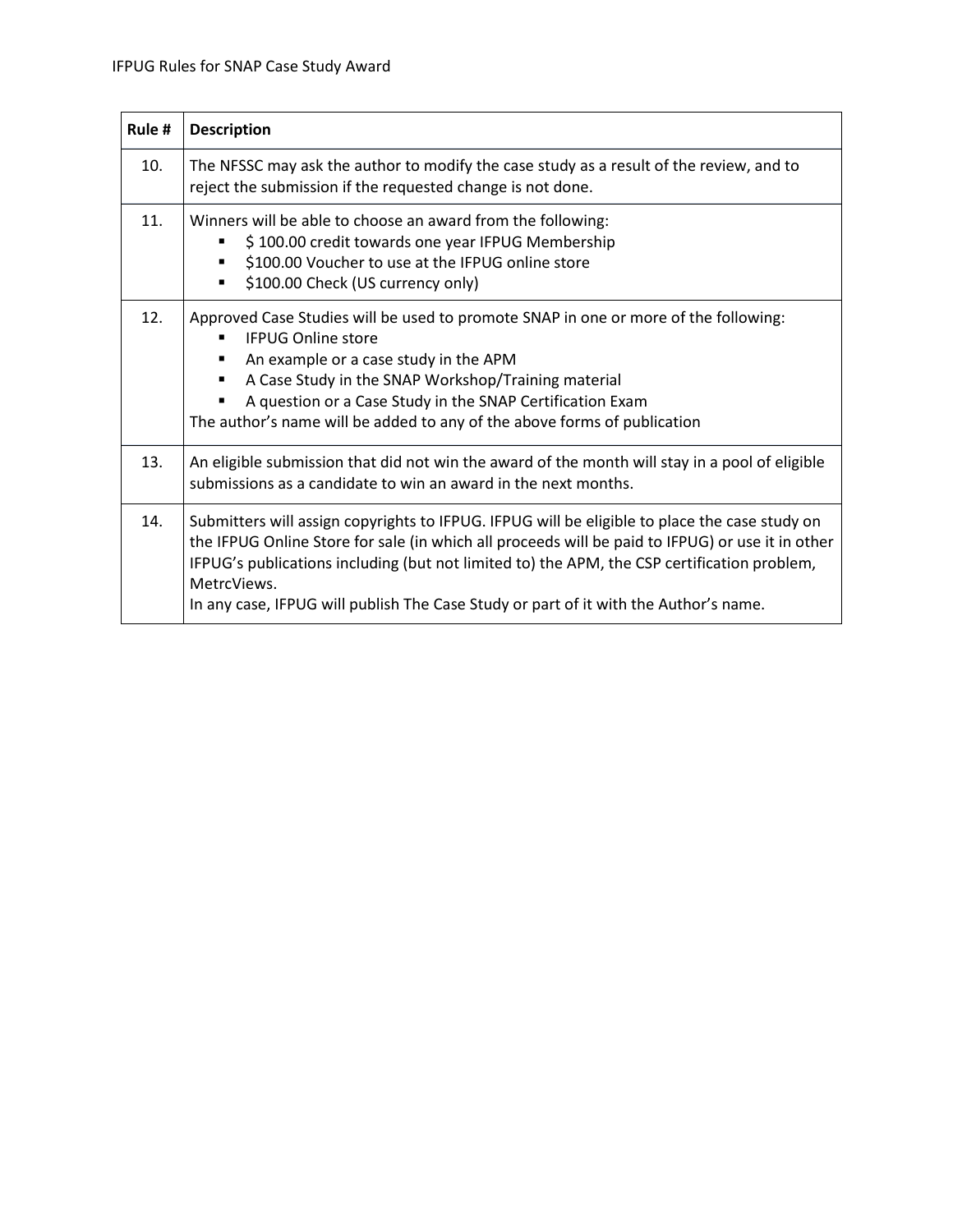| Rule # | Description |
| --- | --- |
| 10. | The NFSSC may ask the author to modify the case study as a result of the review, and to reject the submission if the requested change is not done. |
| 11. | Winners will be able to choose an award from the following:<br>▪ $ 100.00 credit towards one year IFPUG Membership<br>▪ $100.00 Voucher to use at the IFPUG online store<br>▪ $100.00 Check (US currency only) |
| 12. | Approved Case Studies will be used to promote SNAP in one or more of the following:<br>▪ IFPUG Online store<br>▪ An example or a case study in the APM<br>▪ A Case Study in the SNAP Workshop/Training material<br>▪ A question or a Case Study in the SNAP Certification Exam<br>The author's name will be added to any of the above forms of publication |
| 13. | An eligible submission that did not win the award of the month will stay in a pool of eligible submissions as a candidate to win an award in the next months. |
| 14. | Submitters will assign copyrights to IFPUG. IFPUG will be eligible to place the case study on the IFPUG Online Store for sale (in which all proceeds will be paid to IFPUG) or use it in other IFPUG's publications including (but not limited to) the APM, the CSP certification problem, MetrcViews.<br>In any case, IFPUG will publish The Case Study or part of it with the Author's name. |